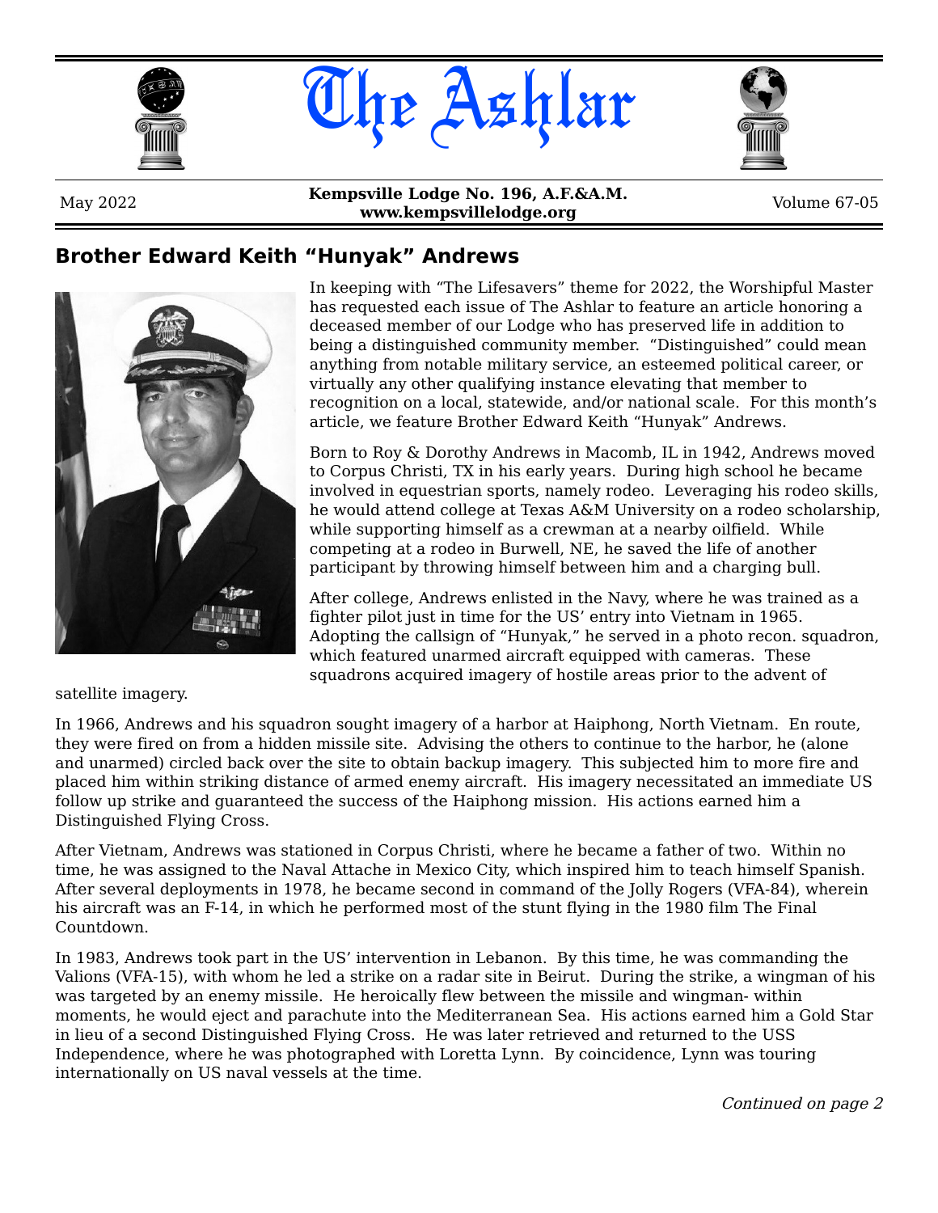# The Ashlar

May 2022 | **Kempsville Lodge No. 196, A.F.&A.M.** | Volume 67-05

**www.kempsvillelodge.org**

## Brother Edward Keith "Hunyak" Andrews

In keeping with "The Lifesavers" theme for 2022, the Worshipful Master has requested each issue of The Ashlar to feature an article honoring a deceased member of our Lodge who has preserved life in addition to being a distinguished community member. "Distinguished" could mean anything from notable military service, an esteemed political career, or virtually any other qualifying instance elevating that member to recognition on a local, statewide, and/or national scale. For this month's article, we feature Brother Edward Keith "Hunyak" Andrews.

Born to Roy & Dorothy Andrews in Macomb, IL in 1942, Andrews moved to Corpus Christi, TX in his early years. During high school he became involved in equestrian sports, namely rodeo. Leveraging his rodeo skills, he would attend college at Texas A&M University on a rodeo scholarship, while supporting himself as a crewman at a nearby oilfield. While competing at a rodeo in Burwell, NE, he saved the life of another participant by throwing himself between him and a charging bull.

After college, Andrews enlisted in the Navy, where he was trained as a fighter pilot just in time for the US' entry into Vietnam in 1965. Adopting the callsign of "Hunyak," he served in a photo recon. squadron, which featured unarmed aircraft equipped with cameras. These squadrons acquired imagery of hostile areas prior to the advent of satellite imagery.

In 1966, Andrews and his squadron sought imagery of a harbor at Haiphong, North Vietnam. En route, they were fired on from a hidden missile site. Advising the others to continue to the harbor, he (alone and unarmed) circled back over the site to obtain backup imagery. This subjected him to more fire and placed him within striking distance of armed enemy aircraft. His imagery necessitated an immediate US follow up strike and guaranteed the success of the Haiphong mission. His actions earned him a Distinguished Flying Cross.

After Vietnam, Andrews was stationed in Corpus Christi, where he became a father of two. Within no time, he was assigned to the Naval Attache in Mexico City, which inspired him to teach himself Spanish. After several deployments in 1978, he became second in command of the Jolly Rogers (VFA-84), wherein his aircraft was an F-14, in which he performed most of the stunt flying in the 1980 film The Final Countdown.

In 1983, Andrews took part in the US' intervention in Lebanon. By this time, he was commanding the Valions (VFA-15), with whom he led a strike on a radar site in Beirut. During the strike, a wingman of his was targeted by an enemy missile. He heroically flew between the missile and wingman- within moments, he would eject and parachute into the Mediterranean Sea. His actions earned him a Gold Star in lieu of a second Distinguished Flying Cross. He was later retrieved and returned to the USS Independence, where he was photographed with Loretta Lynn. By coincidence, Lynn was touring internationally on US naval vessels at the time.

*Continued on page 2*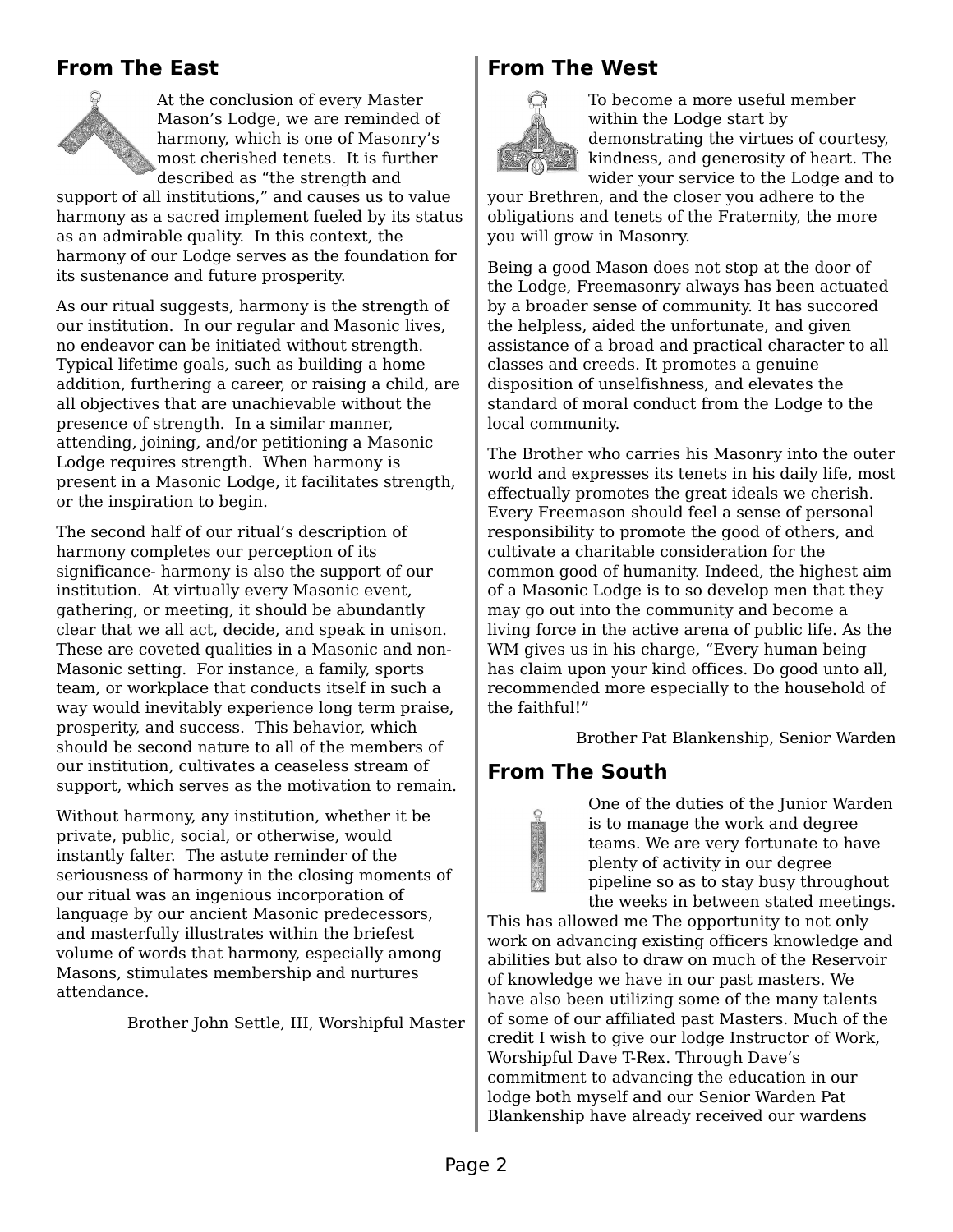## From The East

At the conclusion of every Master Mason's Lodge, we are reminded of harmony, which is one of Masonry's most cherished tenets. It is further described as "the strength and support of all institutions," and causes us to value harmony as a sacred implement fueled by its status as an admirable quality. In this context, the harmony of our Lodge serves as the foundation for its sustenance and future prosperity.

As our ritual suggests, harmony is the strength of our institution. In our regular and Masonic lives, no endeavor can be initiated without strength. Typical lifetime goals, such as building a home addition, furthering a career, or raising a child, are all objectives that are unachievable without the presence of strength. In a similar manner, attending, joining, and/or petitioning a Masonic Lodge requires strength. When harmony is present in a Masonic Lodge, it facilitates strength, or the inspiration to begin.

The second half of our ritual's description of harmony completes our perception of its significance- harmony is also the support of our institution. At virtually every Masonic event, gathering, or meeting, it should be abundantly clear that we all act, decide, and speak in unison. These are coveted qualities in a Masonic and non-Masonic setting. For instance, a family, sports team, or workplace that conducts itself in such a way would inevitably experience long term praise, prosperity, and success. This behavior, which should be second nature to all of the members of our institution, cultivates a ceaseless stream of support, which serves as the motivation to remain.

Without harmony, any institution, whether it be private, public, social, or otherwise, would instantly falter. The astute reminder of the seriousness of harmony in the closing moments of our ritual was an ingenious incorporation of language by our ancient Masonic predecessors, and masterfully illustrates within the briefest volume of words that harmony, especially among Masons, stimulates membership and nurtures attendance.

Brother John Settle, III, Worshipful Master

## From The West

To become a more useful member within the Lodge start by demonstrating the virtues of courtesy, kindness, and generosity of heart. The wider your service to the Lodge and to your Brethren, and the closer you adhere to the obligations and tenets of the Fraternity, the more you will grow in Masonry.

Being a good Mason does not stop at the door of the Lodge, Freemasonry always has been actuated by a broader sense of community. It has succored the helpless, aided the unfortunate, and given assistance of a broad and practical character to all classes and creeds. It promotes a genuine disposition of unselfishness, and elevates the standard of moral conduct from the Lodge to the local community.

The Brother who carries his Masonry into the outer world and expresses its tenets in his daily life, most effectually promotes the great ideals we cherish. Every Freemason should feel a sense of personal responsibility to promote the good of others, and cultivate a charitable consideration for the common good of humanity. Indeed, the highest aim of a Masonic Lodge is to so develop men that they may go out into the community and become a living force in the active arena of public life. As the WM gives us in his charge, "Every human being has claim upon your kind offices. Do good unto all, recommended more especially to the household of the faithful!"

Brother Pat Blankenship, Senior Warden

## From The South

One of the duties of the Junior Warden is to manage the work and degree teams. We are very fortunate to have plenty of activity in our degree pipeline so as to stay busy throughout the weeks in between stated meetings. This has allowed me The opportunity to not only work on advancing existing officers knowledge and abilities but also to draw on much of the Reservoir of knowledge we have in our past masters. We have also been utilizing some of the many talents of some of our affiliated past Masters. Much of the credit I wish to give our lodge Instructor of Work, Worshipful Dave T-Rex. Through Dave's commitment to advancing the education in our lodge both myself and our Senior Warden Pat Blankenship have already received our wardens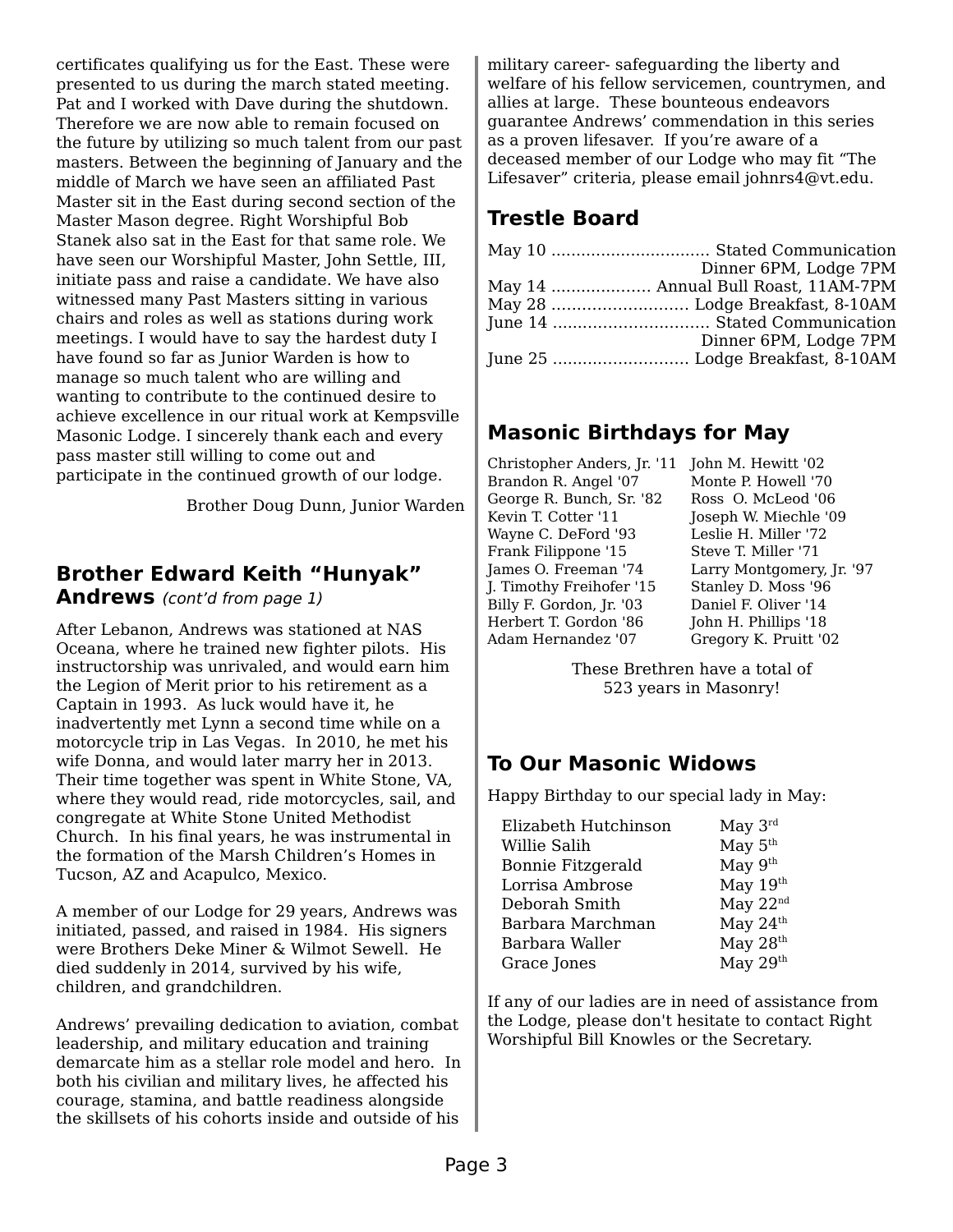certificates qualifying us for the East. These were presented to us during the march stated meeting. Pat and I worked with Dave during the shutdown. Therefore we are now able to remain focused on the future by utilizing so much talent from our past masters. Between the beginning of January and the middle of March we have seen an affiliated Past Master sit in the East during second section of the Master Mason degree. Right Worshipful Bob Stanek also sat in the East for that same role. We have seen our Worshipful Master, John Settle, III, initiate pass and raise a candidate. We have also witnessed many Past Masters sitting in various chairs and roles as well as stations during work meetings. I would have to say the hardest duty I have found so far as Junior Warden is how to manage so much talent who are willing and wanting to contribute to the continued desire to achieve excellence in our ritual work at Kempsville Masonic Lodge. I sincerely thank each and every pass master still willing to come out and participate in the continued growth of our lodge.

Brother Doug Dunn, Junior Warden

## Brother Edward Keith "Hunyak" Andrews *(cont'd from page 1)*

After Lebanon, Andrews was stationed at NAS Oceana, where he trained new fighter pilots. His instructorship was unrivaled, and would earn him the Legion of Merit prior to his retirement as a Captain in 1993. As luck would have it, he inadvertently met Lynn a second time while on a motorcycle trip in Las Vegas. In 2010, he met his wife Donna, and would later marry her in 2013. Their time together was spent in White Stone, VA, where they would read, ride motorcycles, sail, and congregate at White Stone United Methodist Church. In his final years, he was instrumental in the formation of the Marsh Children's Homes in Tucson, AZ and Acapulco, Mexico.

A member of our Lodge for 29 years, Andrews was initiated, passed, and raised in 1984. His signers were Brothers Deke Miner & Wilmot Sewell. He died suddenly in 2014, survived by his wife, children, and grandchildren.

Andrews' prevailing dedication to aviation, combat leadership, and military education and training demarcate him as a stellar role model and hero. In both his civilian and military lives, he affected his courage, stamina, and battle readiness alongside the skillsets of his cohorts inside and outside of his military career- safeguarding the liberty and welfare of his fellow servicemen, countrymen, and allies at large. These bounteous endeavors guarantee Andrews' commendation in this series as a proven lifesaver. If you're aware of a deceased member of our Lodge who may fit "The Lifesaver" criteria, please email johnrs4@vt.edu.

## Trestle Board

May 10 ................................ Stated Communication
Dinner 6PM, Lodge 7PM
May 14 .................... Annual Bull Roast, 11AM-7PM
May 28 ........................... Lodge Breakfast, 8-10AM
June 14 ............................... Stated Communication
Dinner 6PM, Lodge 7PM
June 25 ........................... Lodge Breakfast, 8-10AM

## Masonic Birthdays for May

| | |
|---|---|
| Christopher Anders, Jr. '11 | John M. Hewitt '02 |
| Brandon R. Angel '07 | Monte P. Howell '70 |
| George R. Bunch, Sr. '82 | Ross O. McLeod '06 |
| Kevin T. Cotter '11 | Joseph W. Miechle '09 |
| Wayne C. DeFord '93 | Leslie H. Miller '72 |
| Frank Filippone '15 | Steve T. Miller '71 |
| James O. Freeman '74 | Larry Montgomery, Jr. '97 |
| J. Timothy Freihofer '15 | Stanley D. Moss '96 |
| Billy F. Gordon, Jr. '03 | Daniel F. Oliver '14 |
| Herbert T. Gordon '86 | John H. Phillips '18 |
| Adam Hernandez '07 | Gregory K. Pruitt '02 |

These Brethren have a total of
523 years in Masonry!

## To Our Masonic Widows

Happy Birthday to our special lady in May:

| | |
|---|---|
| Elizabeth Hutchinson | May 3rd |
| Willie Salih | May 5th |
| Bonnie Fitzgerald | May 9th |
| Lorrisa Ambrose | May 19th |
| Deborah Smith | May 22nd |
| Barbara Marchman | May 24th |
| Barbara Waller | May 28th |
| Grace Jones | May 29th |

If any of our ladies are in need of assistance from the Lodge, please don't hesitate to contact Right Worshipful Bill Knowles or the Secretary.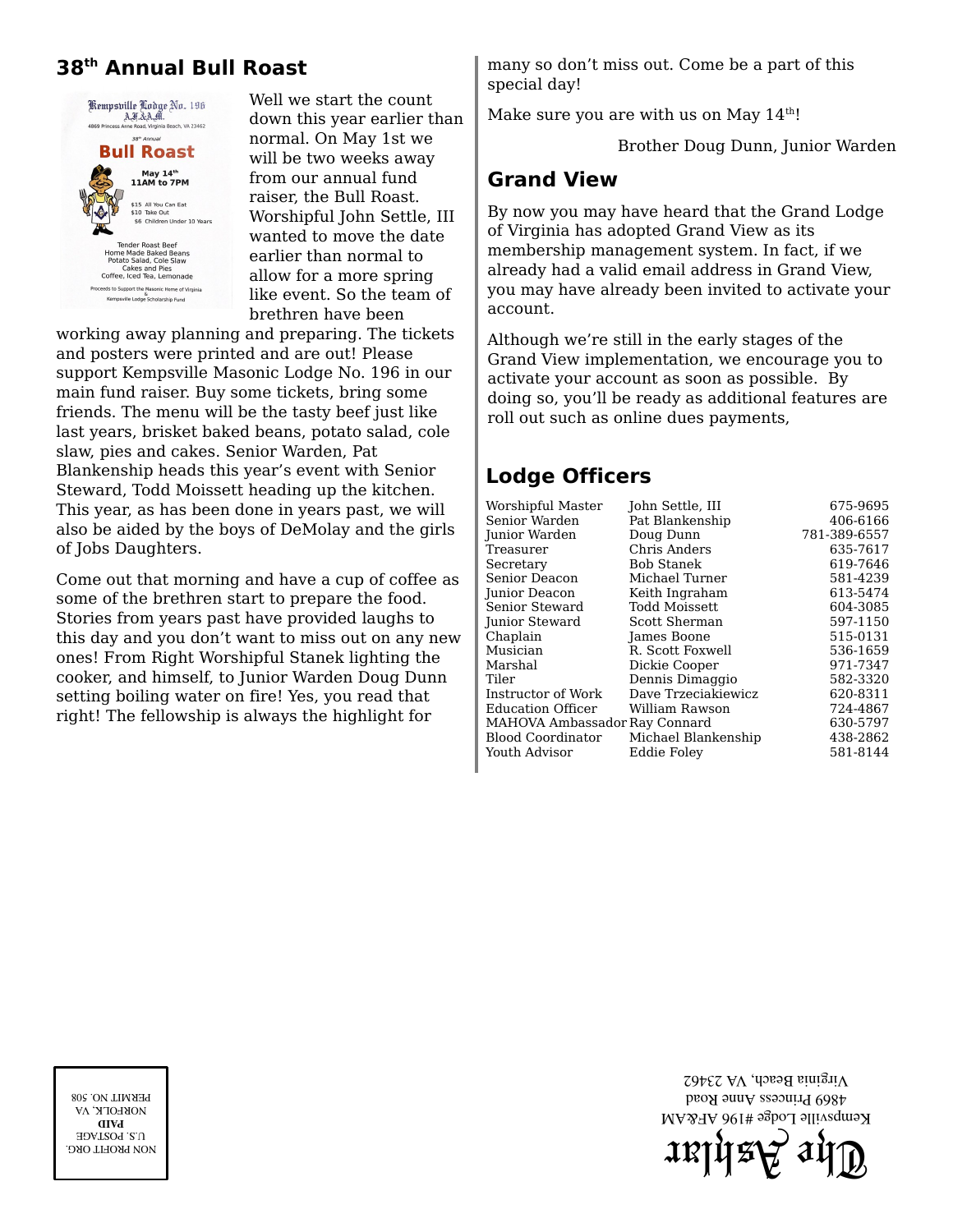## 38th Annual Bull Roast

Well we start the count down this year earlier than normal. On May 1st we will be two weeks away from our annual fund raiser, the Bull Roast. Worshipful John Settle, III wanted to move the date earlier than normal to allow for a more spring like event. So the team of brethren have been working away planning and preparing. The tickets and posters were printed and are out! Please support Kempsville Masonic Lodge No. 196 in our main fund raiser. Buy some tickets, bring some friends. The menu will be the tasty beef just like last years, brisket baked beans, potato salad, cole slaw, pies and cakes. Senior Warden, Pat Blankenship heads this year's event with Senior Steward, Todd Moissett heading up the kitchen. This year, as has been done in years past, we will also be aided by the boys of DeMolay and the girls of Jobs Daughters.

Come out that morning and have a cup of coffee as some of the brethren start to prepare the food. Stories from years past have provided laughs to this day and you don't want to miss out on any new ones! From Right Worshipful Stanek lighting the cooker, and himself, to Junior Warden Doug Dunn setting boiling water on fire! Yes, you read that right! The fellowship is always the highlight for many so don't miss out. Come be a part of this special day!

Make sure you are with us on May 14th!

Brother Doug Dunn, Junior Warden

## Grand View

By now you may have heard that the Grand Lodge of Virginia has adopted Grand View as its membership management system. In fact, if we already had a valid email address in Grand View, you may have already been invited to activate your account.

Although we're still in the early stages of the Grand View implementation, we encourage you to activate your account as soon as possible. By doing so, you'll be ready as additional features are roll out such as online dues payments,

## Lodge Officers

| | | |
|---|---|---|
| Worshipful Master | John Settle, III | 675-9695 |
| Senior Warden | Pat Blankenship | 406-6166 |
| Junior Warden | Doug Dunn | 781-389-6557 |
| Treasurer | Chris Anders | 635-7617 |
| Secretary | Bob Stanek | 619-7646 |
| Senior Deacon | Michael Turner | 581-4239 |
| Junior Deacon | Keith Ingraham | 613-5474 |
| Senior Steward | Todd Moissett | 604-3085 |
| Junior Steward | Scott Sherman | 597-1150 |
| Chaplain | James Boone | 515-0131 |
| Musician | R. Scott Foxwell | 536-1659 |
| Marshal | Dickie Cooper | 971-7347 |
| Tiler | Dennis Dimaggio | 582-3320 |
| Instructor of Work | Dave Trzeciakiewicz | 620-8311 |
| Education Officer | William Rawson | 724-4867 |
| MAHOVA Ambassador | Ray Connard | 630-5797 |
| Blood Coordinator | Michael Blankenship | 438-2862 |
| Youth Advisor | Eddie Foley | 581-8144 |

The Ashlar
Kempsville Lodge #196 AF&AM
4869 Princess Anne Road
Virginia Beach, VA 23462

NON PROFIT ORG.
U.S. POSTAGE
**PAID**
NORFOLK, VA
PERMIT NO. 508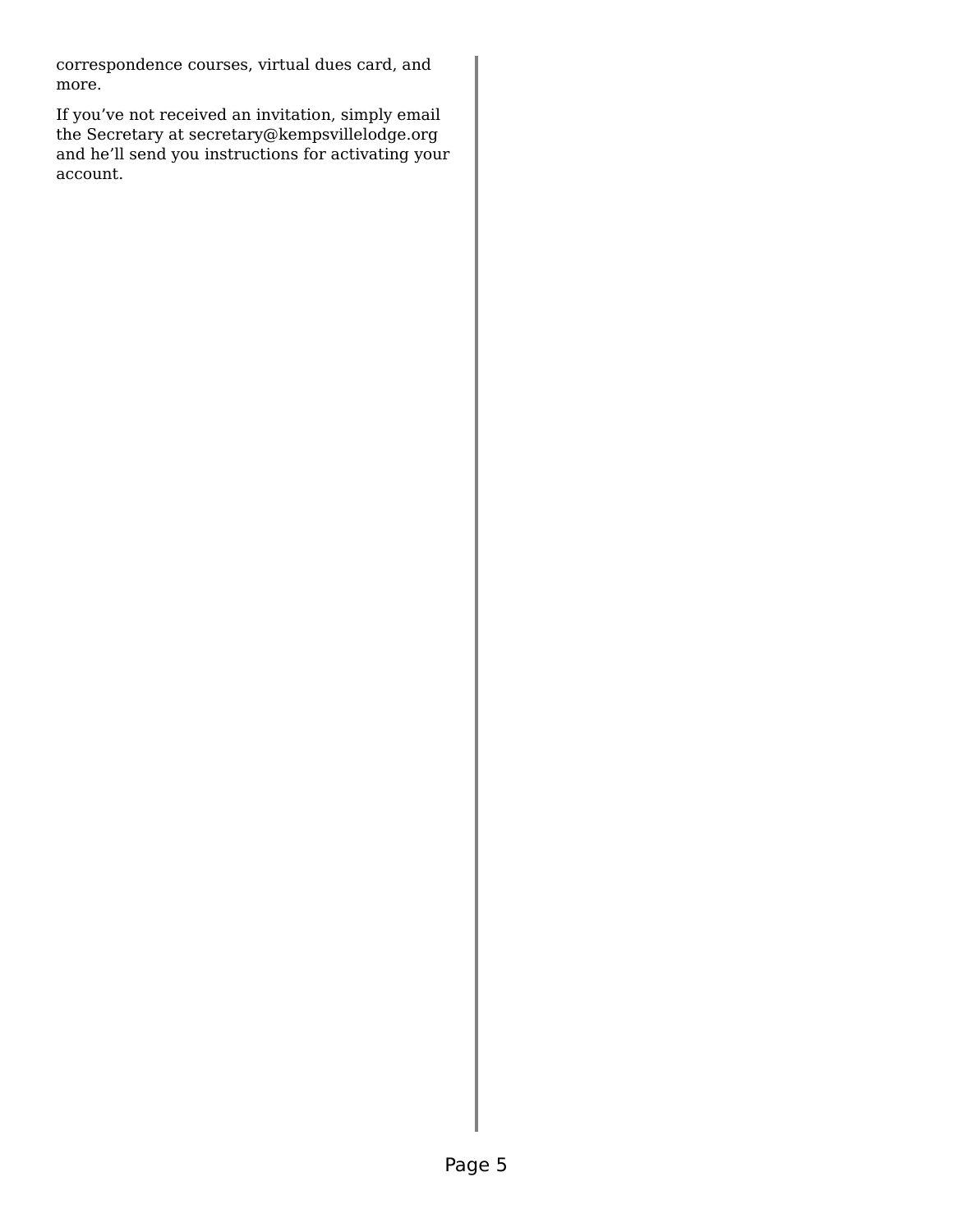correspondence courses, virtual dues card, and more.

If you’ve not received an invitation, simply email the Secretary at secretary@kempsvillelodge.org and he’ll send you instructions for activating your account.